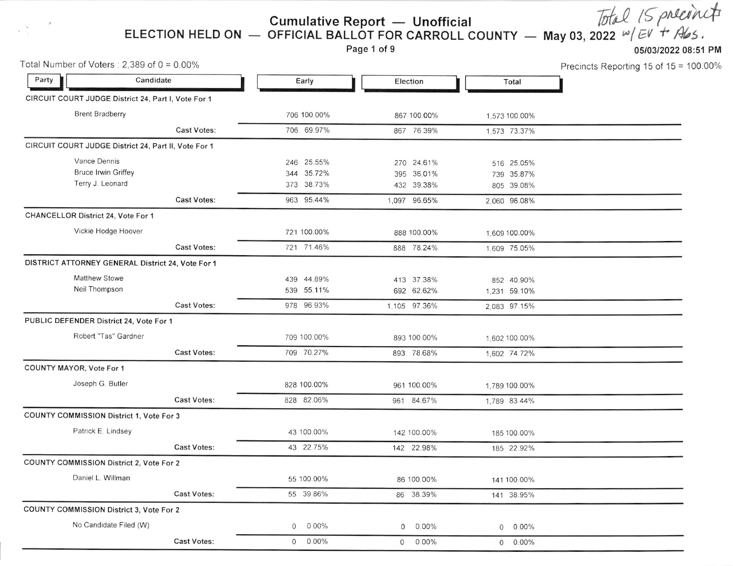# Cumulative Report — Unofficial

## ELECTION HELD ON — OFFICIAL BALLOT FOR CARROLL COUNTY — May 03, 2022

*Total 15 precincts w/ EV + Abs.*

05/03/2022 08:51 PM

Total Number of Voters : 2,389 of 0 = 0.00%

Precincts Reporting 15 of 15 = 100.00%

| Party | Candidate | Early | Election | Total |
|---|---|---|---|---|
| **CIRCUIT COURT JUDGE District 24, Part I, Vote For 1** | | | | |
| | Brent Bradberry | 706 100.00% | 867 100.00% | 1,573 100.00% |
| | Cast Votes: | 706 69.97% | 867 76.39% | 1,573 73.37% |
| **CIRCUIT COURT JUDGE District 24, Part II, Vote For 1** | | | | |
| | Vance Dennis | 246 25.55% | 270 24.61% | 516 25.05% |
| | Bruce Irwin Griffey | 344 35.72% | 395 36.01% | 739 35.87% |
| | Terry J. Leonard | 373 38.73% | 432 39.38% | 805 39.08% |
| | Cast Votes: | 963 95.44% | 1,097 96.65% | 2,060 96.08% |
| **CHANCELLOR District 24, Vote For 1** | | | | |
| | Vickie Hodge Hoover | 721 100.00% | 888 100.00% | 1,609 100.00% |
| | Cast Votes: | 721 71.46% | 888 78.24% | 1,609 75.05% |
| **DISTRICT ATTORNEY GENERAL District 24, Vote For 1** | | | | |
| | Matthew Stowe | 439 44.89% | 413 37.38% | 852 40.90% |
| | Neil Thompson | 539 55.11% | 692 62.62% | 1,231 59.10% |
| | Cast Votes: | 978 96.93% | 1,105 97.36% | 2,083 97.15% |
| **PUBLIC DEFENDER District 24, Vote For 1** | | | | |
| | Robert "Tas" Gardner | 709 100.00% | 893 100.00% | 1,602 100.00% |
| | Cast Votes: | 709 70.27% | 893 78.68% | 1,602 74.72% |
| **COUNTY MAYOR, Vote For 1** | | | | |
| | Joseph G. Butler | 828 100.00% | 961 100.00% | 1,789 100.00% |
| | Cast Votes: | 828 82.06% | 961 84.67% | 1,789 83.44% |
| **COUNTY COMMISSION District 1, Vote For 3** | | | | |
| | Patrick E. Lindsey | 43 100.00% | 142 100.00% | 185 100.00% |
| | Cast Votes: | 43 22.75% | 142 22.98% | 185 22.92% |
| **COUNTY COMMISSION District 2, Vote For 2** | | | | |
| | Daniel L. Willman | 55 100.00% | 86 100.00% | 141 100.00% |
| | Cast Votes: | 55 39.86% | 86 38.39% | 141 38.95% |
| **COUNTY COMMISSION District 3, Vote For 2** | | | | |
| | No Candidate Filed (W) | 0 0.00% | 0 0.00% | 0 0.00% |
| | Cast Votes: | 0 0.00% | 0 0.00% | 0 0.00% |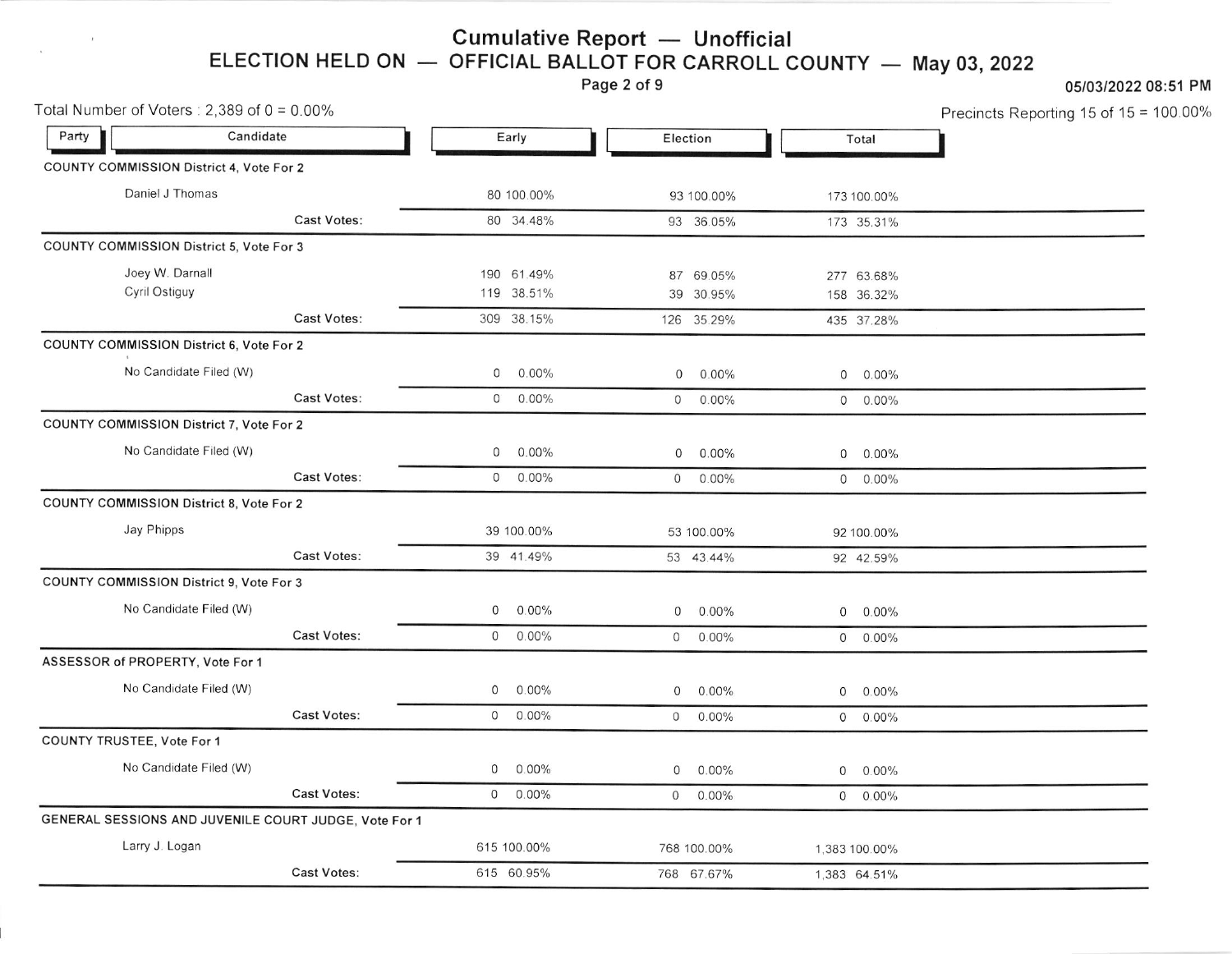# Cumulative Report — Unofficial

## ELECTION HELD ON — OFFICIAL BALLOT FOR CARROLL COUNTY — May 03, 2022

05/03/2022 08:51 PM

Total Number of Voters : 2,389 of 0 = 0.00%

Precincts Reporting 15 of 15 = 100.00%

| Party | Candidate | Early | Election | Total |
|---|---|---|---|---|
| **COUNTY COMMISSION District 4, Vote For 2** | | | | |
| | Daniel J Thomas | 80 100.00% | 93 100.00% | 173 100.00% |
| | Cast Votes: | 80 34.48% | 93 36.05% | 173 35.31% |
| **COUNTY COMMISSION District 5, Vote For 3** | | | | |
| | Joey W. Darnall | 190 61.49% | 87 69.05% | 277 63.68% |
| | Cyril Ostiguy | 119 38.51% | 39 30.95% | 158 36.32% |
| | Cast Votes: | 309 38.15% | 126 35.29% | 435 37.28% |
| **COUNTY COMMISSION District 6, Vote For 2** | | | | |
| | No Candidate Filed (W) | 0 0.00% | 0 0.00% | 0 0.00% |
| | Cast Votes: | 0 0.00% | 0 0.00% | 0 0.00% |
| **COUNTY COMMISSION District 7, Vote For 2** | | | | |
| | No Candidate Filed (W) | 0 0.00% | 0 0.00% | 0 0.00% |
| | Cast Votes: | 0 0.00% | 0 0.00% | 0 0.00% |
| **COUNTY COMMISSION District 8, Vote For 2** | | | | |
| | Jay Phipps | 39 100.00% | 53 100.00% | 92 100.00% |
| | Cast Votes: | 39 41.49% | 53 43.44% | 92 42.59% |
| **COUNTY COMMISSION District 9, Vote For 3** | | | | |
| | No Candidate Filed (W) | 0 0.00% | 0 0.00% | 0 0.00% |
| | Cast Votes: | 0 0.00% | 0 0.00% | 0 0.00% |
| **ASSESSOR of PROPERTY, Vote For 1** | | | | |
| | No Candidate Filed (W) | 0 0.00% | 0 0.00% | 0 0.00% |
| | Cast Votes: | 0 0.00% | 0 0.00% | 0 0.00% |
| **COUNTY TRUSTEE, Vote For 1** | | | | |
| | No Candidate Filed (W) | 0 0.00% | 0 0.00% | 0 0.00% |
| | Cast Votes: | 0 0.00% | 0 0.00% | 0 0.00% |
| **GENERAL SESSIONS AND JUVENILE COURT JUDGE, Vote For 1** | | | | |
| | Larry J. Logan | 615 100.00% | 768 100.00% | 1,383 100.00% |
| | Cast Votes: | 615 60.95% | 768 67.67% | 1,383 64.51% |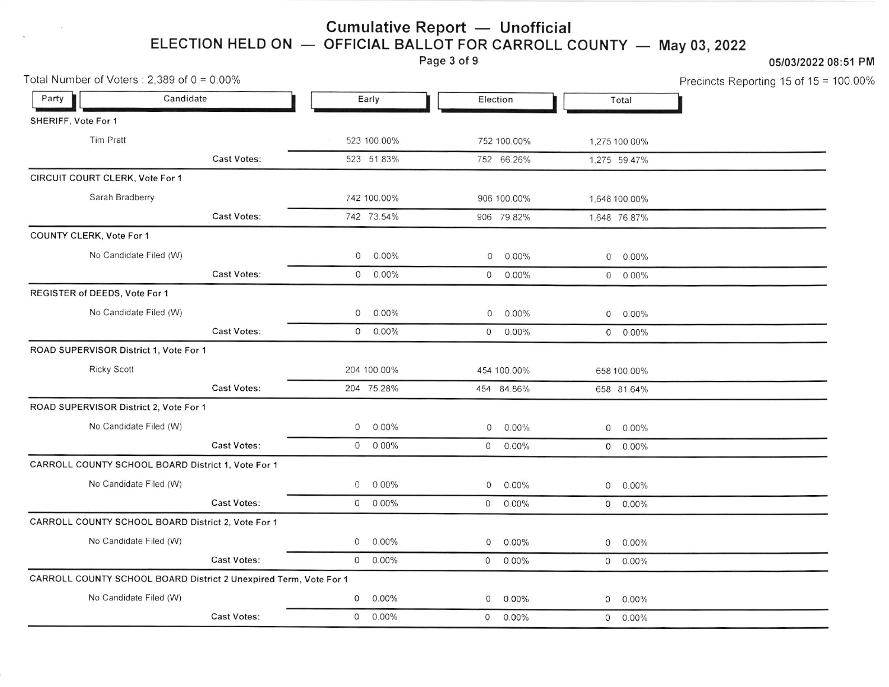# Cumulative Report — Unofficial

## ELECTION HELD ON — OFFICIAL BALLOT FOR CARROLL COUNTY — May 03, 2022

05/03/2022 08:51 PM

Total Number of Voters : 2,389 of 0 = 0.00%

Precincts Reporting 15 of 15 = 100.00%

| Party | Candidate | Early | Election | Total |
|---|---|---|---|---|
| **SHERIFF, Vote For 1** | | | | |
| | Tim Pratt | 523 100.00% | 752 100.00% | 1,275 100.00% |
| | Cast Votes: | 523 51.83% | 752 66.26% | 1,275 59.47% |
| **CIRCUIT COURT CLERK, Vote For 1** | | | | |
| | Sarah Bradberry | 742 100.00% | 906 100.00% | 1,648 100.00% |
| | Cast Votes: | 742 73.54% | 906 79.82% | 1,648 76.87% |
| **COUNTY CLERK, Vote For 1** | | | | |
| | No Candidate Filed (W) | 0 0.00% | 0 0.00% | 0 0.00% |
| | Cast Votes: | 0 0.00% | 0 0.00% | 0 0.00% |
| **REGISTER of DEEDS, Vote For 1** | | | | |
| | No Candidate Filed (W) | 0 0.00% | 0 0.00% | 0 0.00% |
| | Cast Votes: | 0 0.00% | 0 0.00% | 0 0.00% |
| **ROAD SUPERVISOR District 1, Vote For 1** | | | | |
| | Ricky Scott | 204 100.00% | 454 100.00% | 658 100.00% |
| | Cast Votes: | 204 75.28% | 454 84.86% | 658 81.64% |
| **ROAD SUPERVISOR District 2, Vote For 1** | | | | |
| | No Candidate Filed (W) | 0 0.00% | 0 0.00% | 0 0.00% |
| | Cast Votes: | 0 0.00% | 0 0.00% | 0 0.00% |
| **CARROLL COUNTY SCHOOL BOARD District 1, Vote For 1** | | | | |
| | No Candidate Filed (W) | 0 0.00% | 0 0.00% | 0 0.00% |
| | Cast Votes: | 0 0.00% | 0 0.00% | 0 0.00% |
| **CARROLL COUNTY SCHOOL BOARD District 2, Vote For 1** | | | | |
| | No Candidate Filed (W) | 0 0.00% | 0 0.00% | 0 0.00% |
| | Cast Votes: | 0 0.00% | 0 0.00% | 0 0.00% |
| **CARROLL COUNTY SCHOOL BOARD District 2 Unexpired Term, Vote For 1** | | | | |
| | No Candidate Filed (W) | 0 0.00% | 0 0.00% | 0 0.00% |
| | Cast Votes: | 0 0.00% | 0 0.00% | 0 0.00% |